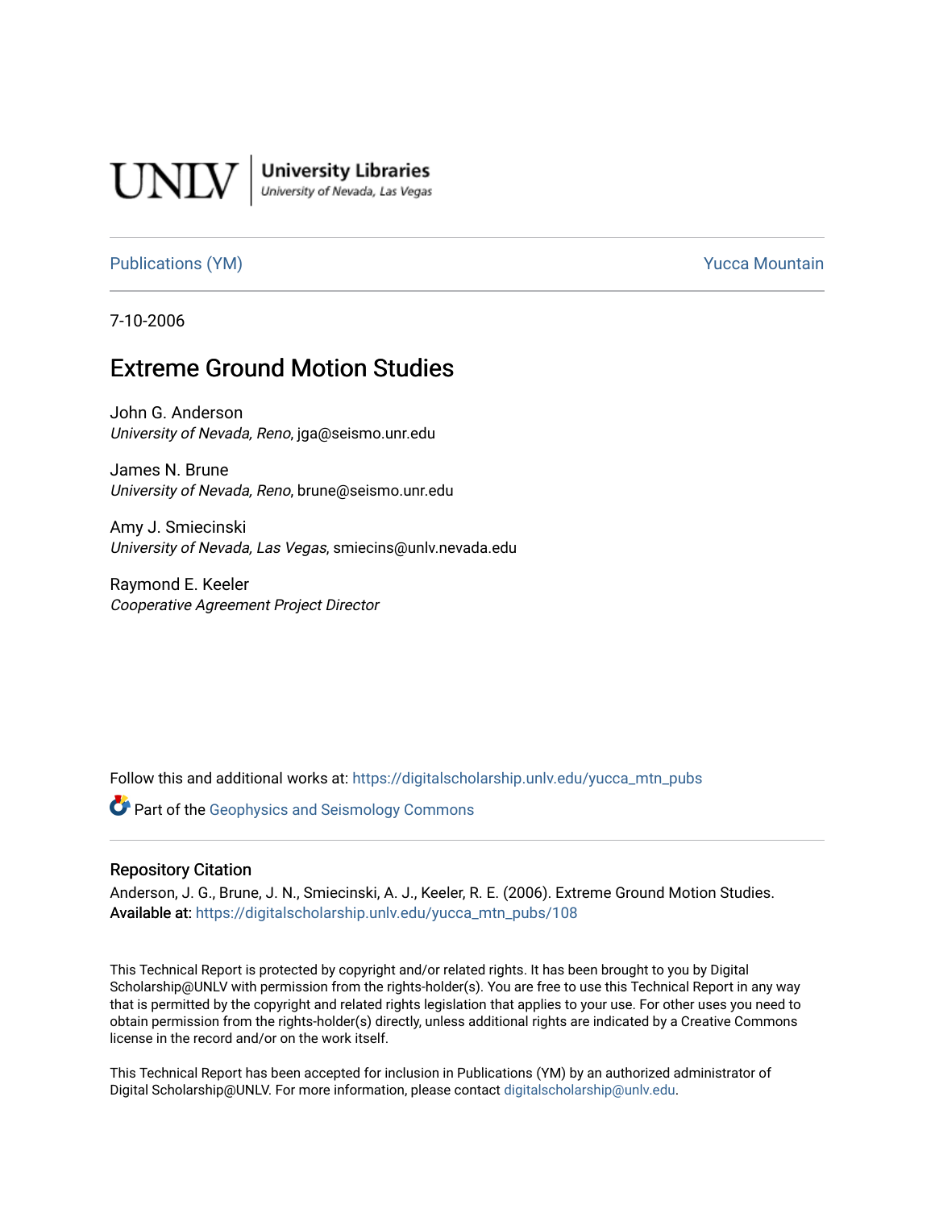UNLV | University Libraries
University of Nevada, Las Vegas

Publications (YM) | Yucca Mountain

7-10-2006

# Extreme Ground Motion Studies

John G. Anderson
*University of Nevada, Reno*, jga@seismo.unr.edu

James N. Brune
*University of Nevada, Reno*, brune@seismo.unr.edu

Amy J. Smiecinski
*University of Nevada, Las Vegas*, smiecins@unlv.nevada.edu

Raymond E. Keeler
*Cooperative Agreement Project Director*

Follow this and additional works at: https://digitalscholarship.unlv.edu/yucca_mtn_pubs

Part of the Geophysics and Seismology Commons

## Repository Citation

Anderson, J. G., Brune, J. N., Smiecinski, A. J., Keeler, R. E. (2006). Extreme Ground Motion Studies.
Available at: https://digitalscholarship.unlv.edu/yucca_mtn_pubs/108

This Technical Report is protected by copyright and/or related rights. It has been brought to you by Digital Scholarship@UNLV with permission from the rights-holder(s). You are free to use this Technical Report in any way that is permitted by the copyright and related rights legislation that applies to your use. For other uses you need to obtain permission from the rights-holder(s) directly, unless additional rights are indicated by a Creative Commons license in the record and/or on the work itself.

This Technical Report has been accepted for inclusion in Publications (YM) by an authorized administrator of Digital Scholarship@UNLV. For more information, please contact digitalscholarship@unlv.edu.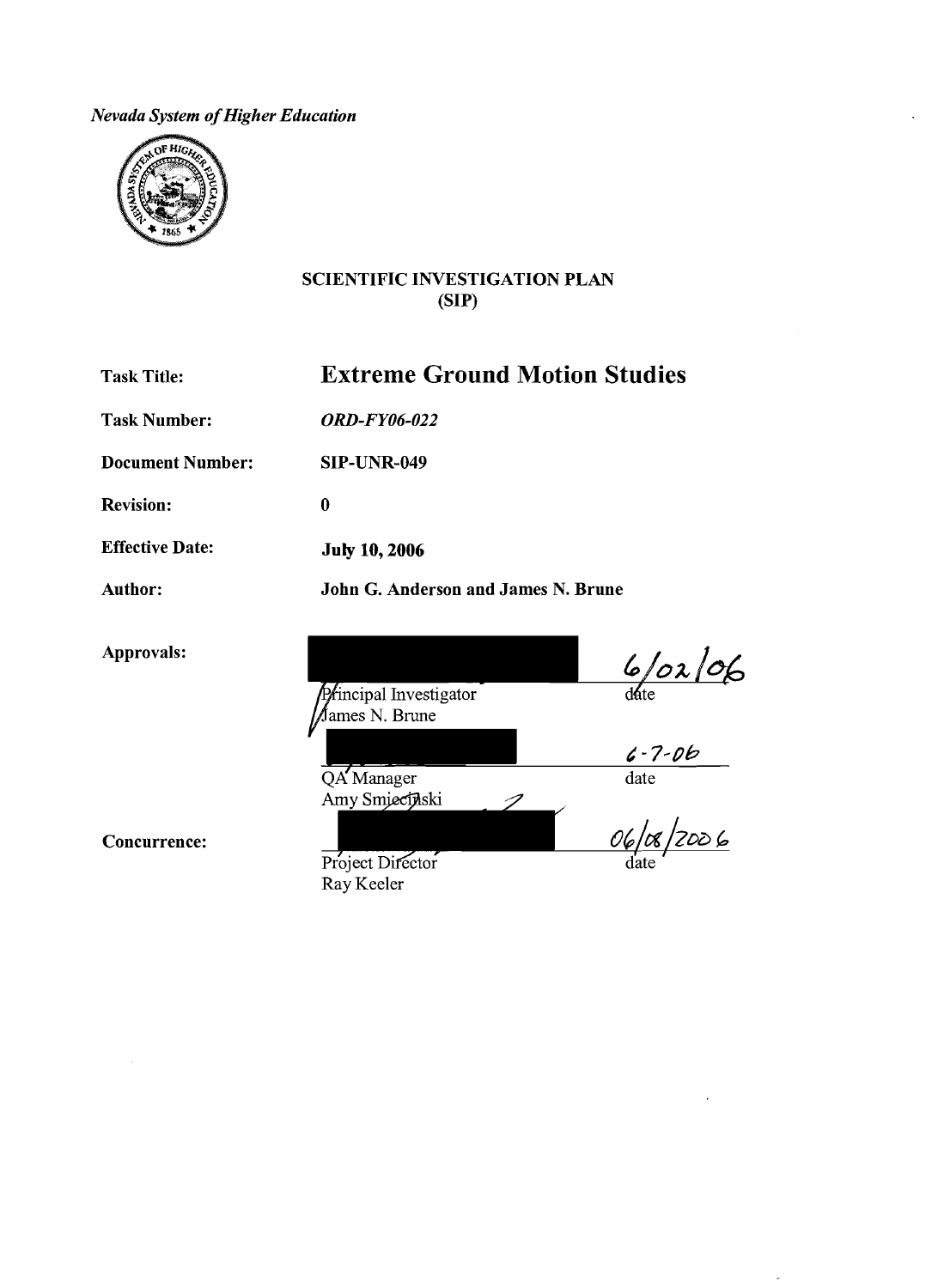*Nevada System of Higher Education*

**SCIENTIFIC INVESTIGATION PLAN**
**(SIP)**

| | |
|---|---|
| **Task Title:** | **Extreme Ground Motion Studies** |
| **Task Number:** | ***ORD-FY06-022*** |
| **Document Number:** | **SIP-UNR-049** |
| **Revision:** | **0** |
| **Effective Date:** | **July 10, 2006** |
| **Author:** | **John G. Anderson and James N. Brune** |

**Approvals:**

| | |
|---|---|
| Principal Investigator<br>James N. Brune | 6/02/06<br>date |
| QA Manager<br>Amy Smiecinski | 6-7-06<br>date |

**Concurrence:**

| | |
|---|---|
| Project Director<br>Ray Keeler | 06/08/2006<br>date |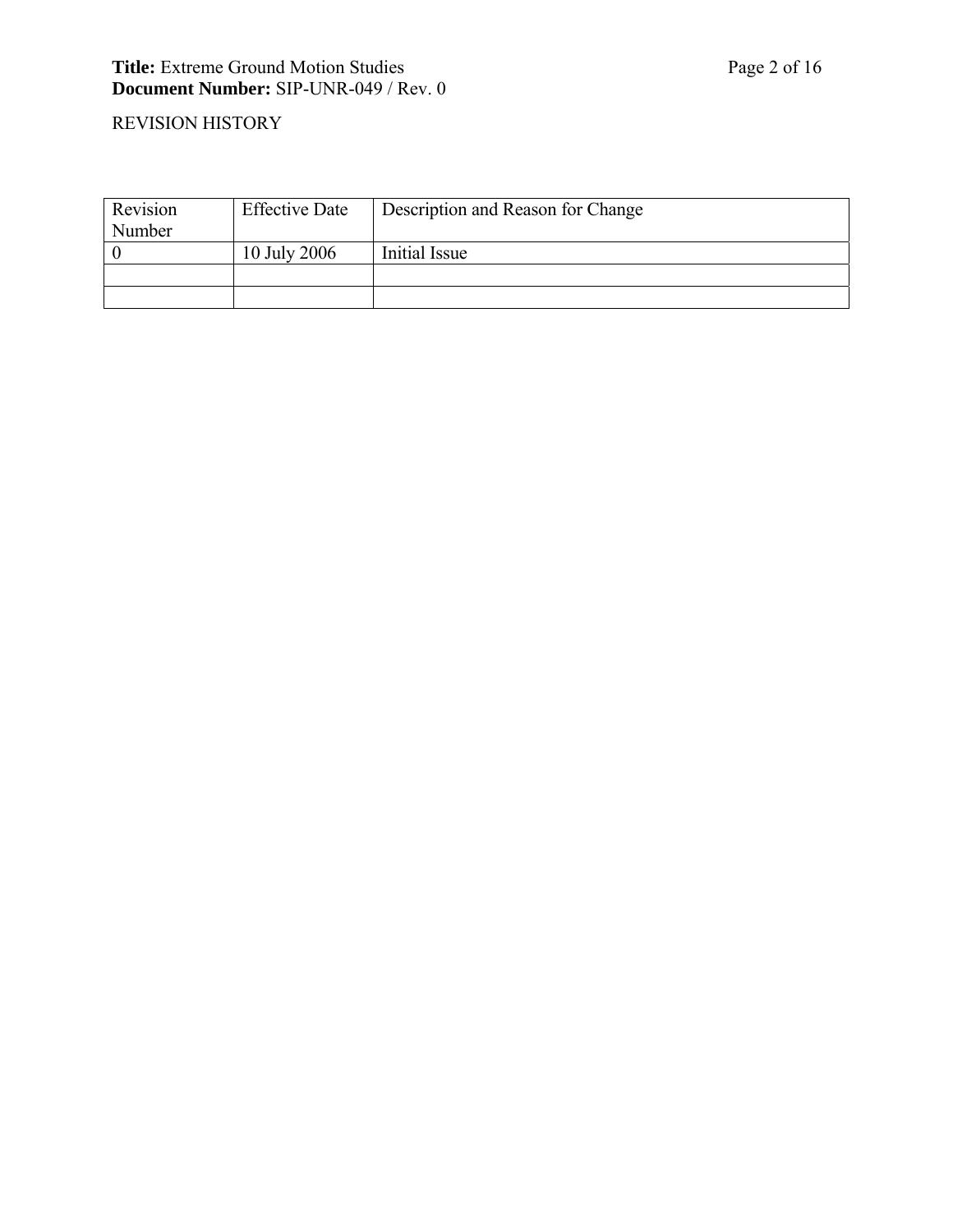REVISION HISTORY

| Revision Number | Effective Date | Description and Reason for Change |
| --- | --- | --- |
| 0 | 10 July 2006 | Initial Issue |
| | | |
| | | |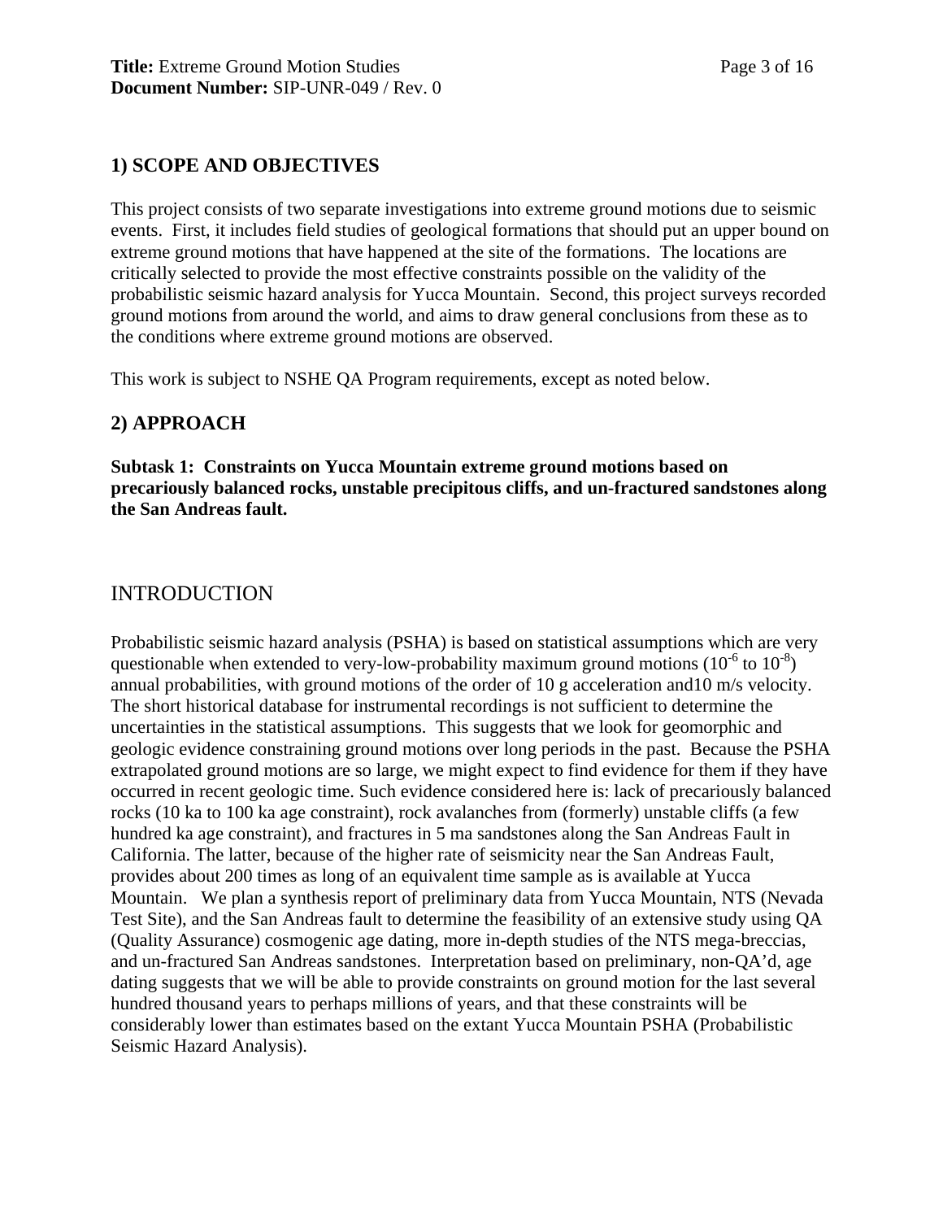## 1) SCOPE AND OBJECTIVES

This project consists of two separate investigations into extreme ground motions due to seismic events. First, it includes field studies of geological formations that should put an upper bound on extreme ground motions that have happened at the site of the formations. The locations are critically selected to provide the most effective constraints possible on the validity of the probabilistic seismic hazard analysis for Yucca Mountain. Second, this project surveys recorded ground motions from around the world, and aims to draw general conclusions from these as to the conditions where extreme ground motions are observed.

This work is subject to NSHE QA Program requirements, except as noted below.

## 2) APPROACH

**Subtask 1: Constraints on Yucca Mountain extreme ground motions based on precariously balanced rocks, unstable precipitous cliffs, and un-fractured sandstones along the San Andreas fault.**

## INTRODUCTION

Probabilistic seismic hazard analysis (PSHA) is based on statistical assumptions which are very questionable when extended to very-low-probability maximum ground motions ($10^{-6}$ to $10^{-8}$) annual probabilities, with ground motions of the order of 10 g acceleration and10 m/s velocity. The short historical database for instrumental recordings is not sufficient to determine the uncertainties in the statistical assumptions. This suggests that we look for geomorphic and geologic evidence constraining ground motions over long periods in the past. Because the PSHA extrapolated ground motions are so large, we might expect to find evidence for them if they have occurred in recent geologic time. Such evidence considered here is: lack of precariously balanced rocks (10 ka to 100 ka age constraint), rock avalanches from (formerly) unstable cliffs (a few hundred ka age constraint), and fractures in 5 ma sandstones along the San Andreas Fault in California. The latter, because of the higher rate of seismicity near the San Andreas Fault, provides about 200 times as long of an equivalent time sample as is available at Yucca Mountain. We plan a synthesis report of preliminary data from Yucca Mountain, NTS (Nevada Test Site), and the San Andreas fault to determine the feasibility of an extensive study using QA (Quality Assurance) cosmogenic age dating, more in-depth studies of the NTS mega-breccias, and un-fractured San Andreas sandstones. Interpretation based on preliminary, non-QA'd, age dating suggests that we will be able to provide constraints on ground motion for the last several hundred thousand years to perhaps millions of years, and that these constraints will be considerably lower than estimates based on the extant Yucca Mountain PSHA (Probabilistic Seismic Hazard Analysis).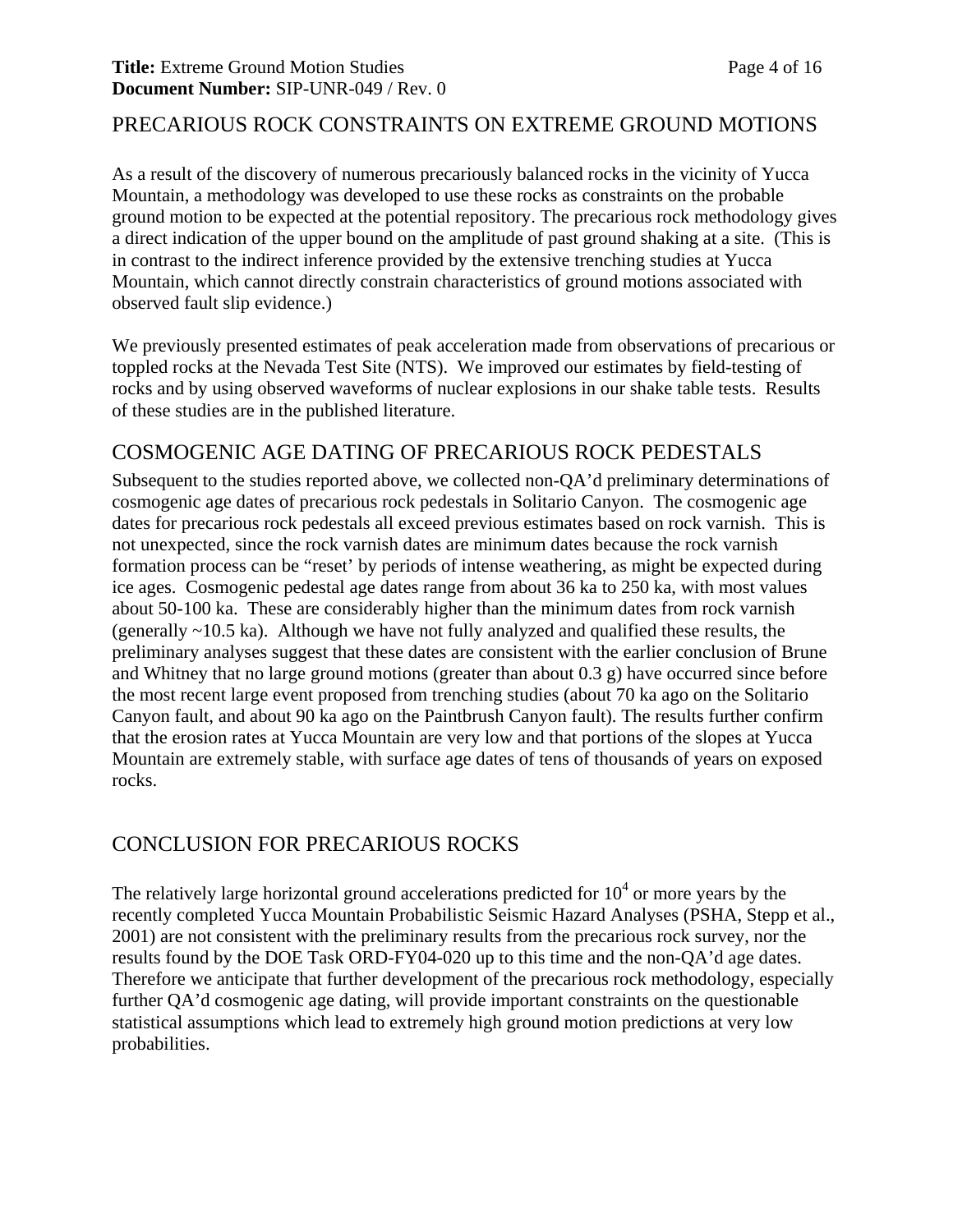## PRECARIOUS ROCK CONSTRAINTS ON EXTREME GROUND MOTIONS

As a result of the discovery of numerous precariously balanced rocks in the vicinity of Yucca Mountain, a methodology was developed to use these rocks as constraints on the probable ground motion to be expected at the potential repository. The precarious rock methodology gives a direct indication of the upper bound on the amplitude of past ground shaking at a site. (This is in contrast to the indirect inference provided by the extensive trenching studies at Yucca Mountain, which cannot directly constrain characteristics of ground motions associated with observed fault slip evidence.)

We previously presented estimates of peak acceleration made from observations of precarious or toppled rocks at the Nevada Test Site (NTS). We improved our estimates by field-testing of rocks and by using observed waveforms of nuclear explosions in our shake table tests. Results of these studies are in the published literature.

## COSMOGENIC AGE DATING OF PRECARIOUS ROCK PEDESTALS

Subsequent to the studies reported above, we collected non-QA'd preliminary determinations of cosmogenic age dates of precarious rock pedestals in Solitario Canyon. The cosmogenic age dates for precarious rock pedestals all exceed previous estimates based on rock varnish. This is not unexpected, since the rock varnish dates are minimum dates because the rock varnish formation process can be "reset' by periods of intense weathering, as might be expected during ice ages. Cosmogenic pedestal age dates range from about 36 ka to 250 ka, with most values about 50-100 ka. These are considerably higher than the minimum dates from rock varnish (generally ~10.5 ka). Although we have not fully analyzed and qualified these results, the preliminary analyses suggest that these dates are consistent with the earlier conclusion of Brune and Whitney that no large ground motions (greater than about 0.3 g) have occurred since before the most recent large event proposed from trenching studies (about 70 ka ago on the Solitario Canyon fault, and about 90 ka ago on the Paintbrush Canyon fault). The results further confirm that the erosion rates at Yucca Mountain are very low and that portions of the slopes at Yucca Mountain are extremely stable, with surface age dates of tens of thousands of years on exposed rocks.

## CONCLUSION FOR PRECARIOUS ROCKS

The relatively large horizontal ground accelerations predicted for $10^4$ or more years by the recently completed Yucca Mountain Probabilistic Seismic Hazard Analyses (PSHA, Stepp et al., 2001) are not consistent with the preliminary results from the precarious rock survey, nor the results found by the DOE Task ORD-FY04-020 up to this time and the non-QA'd age dates. Therefore we anticipate that further development of the precarious rock methodology, especially further QA'd cosmogenic age dating, will provide important constraints on the questionable statistical assumptions which lead to extremely high ground motion predictions at very low probabilities.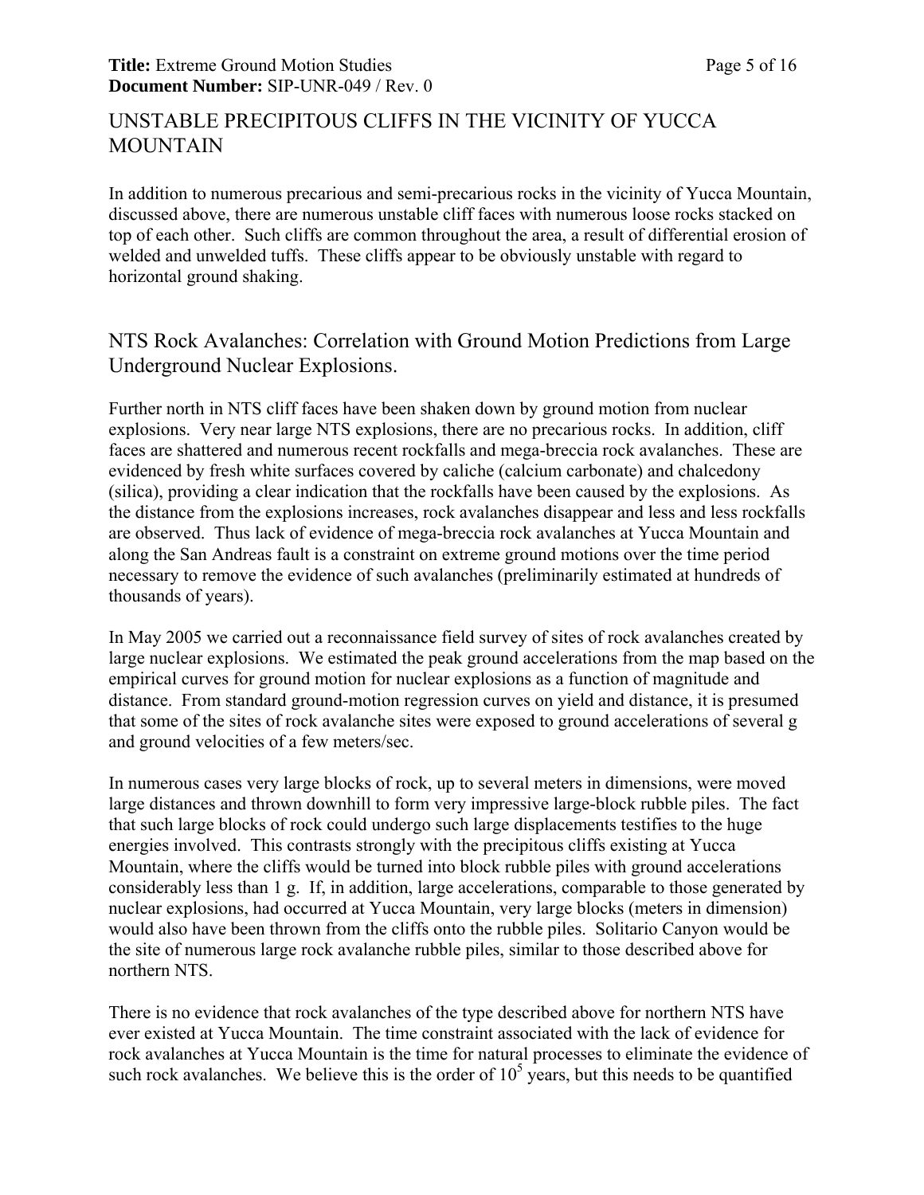## UNSTABLE PRECIPITOUS CLIFFS IN THE VICINITY OF YUCCA MOUNTAIN

In addition to numerous precarious and semi-precarious rocks in the vicinity of Yucca Mountain, discussed above, there are numerous unstable cliff faces with numerous loose rocks stacked on top of each other. Such cliffs are common throughout the area, a result of differential erosion of welded and unwelded tuffs. These cliffs appear to be obviously unstable with regard to horizontal ground shaking.

## NTS Rock Avalanches: Correlation with Ground Motion Predictions from Large Underground Nuclear Explosions.

Further north in NTS cliff faces have been shaken down by ground motion from nuclear explosions. Very near large NTS explosions, there are no precarious rocks. In addition, cliff faces are shattered and numerous recent rockfalls and mega-breccia rock avalanches. These are evidenced by fresh white surfaces covered by caliche (calcium carbonate) and chalcedony (silica), providing a clear indication that the rockfalls have been caused by the explosions. As the distance from the explosions increases, rock avalanches disappear and less and less rockfalls are observed. Thus lack of evidence of mega-breccia rock avalanches at Yucca Mountain and along the San Andreas fault is a constraint on extreme ground motions over the time period necessary to remove the evidence of such avalanches (preliminarily estimated at hundreds of thousands of years).

In May 2005 we carried out a reconnaissance field survey of sites of rock avalanches created by large nuclear explosions. We estimated the peak ground accelerations from the map based on the empirical curves for ground motion for nuclear explosions as a function of magnitude and distance. From standard ground-motion regression curves on yield and distance, it is presumed that some of the sites of rock avalanche sites were exposed to ground accelerations of several g and ground velocities of a few meters/sec.

In numerous cases very large blocks of rock, up to several meters in dimensions, were moved large distances and thrown downhill to form very impressive large-block rubble piles. The fact that such large blocks of rock could undergo such large displacements testifies to the huge energies involved. This contrasts strongly with the precipitous cliffs existing at Yucca Mountain, where the cliffs would be turned into block rubble piles with ground accelerations considerably less than 1 g. If, in addition, large accelerations, comparable to those generated by nuclear explosions, had occurred at Yucca Mountain, very large blocks (meters in dimension) would also have been thrown from the cliffs onto the rubble piles. Solitario Canyon would be the site of numerous large rock avalanche rubble piles, similar to those described above for northern NTS.

There is no evidence that rock avalanches of the type described above for northern NTS have ever existed at Yucca Mountain. The time constraint associated with the lack of evidence for rock avalanches at Yucca Mountain is the time for natural processes to eliminate the evidence of such rock avalanches. We believe this is the order of $10^5$ years, but this needs to be quantified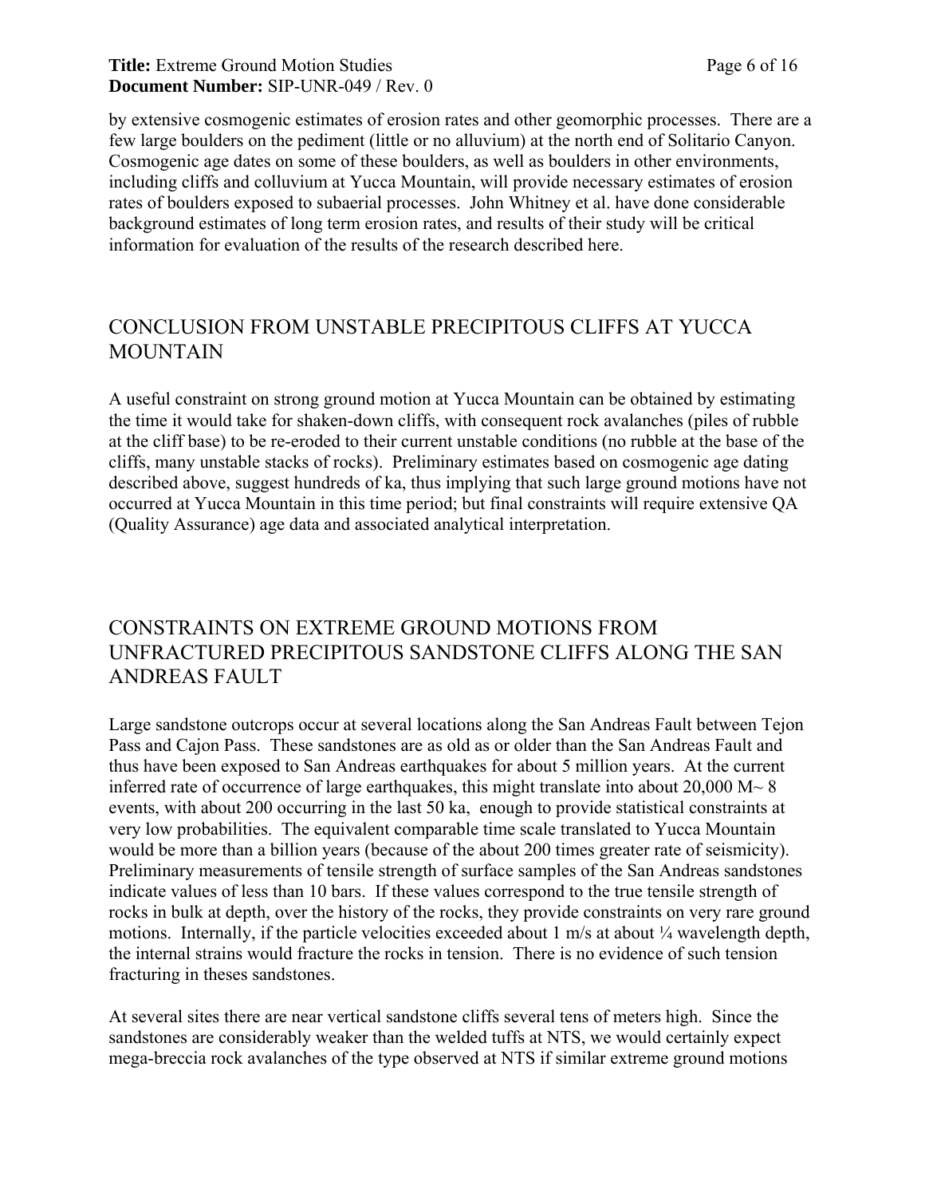by extensive cosmogenic estimates of erosion rates and other geomorphic processes. There are a few large boulders on the pediment (little or no alluvium) at the north end of Solitario Canyon. Cosmogenic age dates on some of these boulders, as well as boulders in other environments, including cliffs and colluvium at Yucca Mountain, will provide necessary estimates of erosion rates of boulders exposed to subaerial processes. John Whitney et al. have done considerable background estimates of long term erosion rates, and results of their study will be critical information for evaluation of the results of the research described here.

## CONCLUSION FROM UNSTABLE PRECIPITOUS CLIFFS AT YUCCA MOUNTAIN

A useful constraint on strong ground motion at Yucca Mountain can be obtained by estimating the time it would take for shaken-down cliffs, with consequent rock avalanches (piles of rubble at the cliff base) to be re-eroded to their current unstable conditions (no rubble at the base of the cliffs, many unstable stacks of rocks). Preliminary estimates based on cosmogenic age dating described above, suggest hundreds of ka, thus implying that such large ground motions have not occurred at Yucca Mountain in this time period; but final constraints will require extensive QA (Quality Assurance) age data and associated analytical interpretation.

## CONSTRAINTS ON EXTREME GROUND MOTIONS FROM UNFRACTURED PRECIPITOUS SANDSTONE CLIFFS ALONG THE SAN ANDREAS FAULT

Large sandstone outcrops occur at several locations along the San Andreas Fault between Tejon Pass and Cajon Pass. These sandstones are as old as or older than the San Andreas Fault and thus have been exposed to San Andreas earthquakes for about 5 million years. At the current inferred rate of occurrence of large earthquakes, this might translate into about 20,000 M~ 8 events, with about 200 occurring in the last 50 ka, enough to provide statistical constraints at very low probabilities. The equivalent comparable time scale translated to Yucca Mountain would be more than a billion years (because of the about 200 times greater rate of seismicity). Preliminary measurements of tensile strength of surface samples of the San Andreas sandstones indicate values of less than 10 bars. If these values correspond to the true tensile strength of rocks in bulk at depth, over the history of the rocks, they provide constraints on very rare ground motions. Internally, if the particle velocities exceeded about 1 m/s at about ¼ wavelength depth, the internal strains would fracture the rocks in tension. There is no evidence of such tension fracturing in theses sandstones.

At several sites there are near vertical sandstone cliffs several tens of meters high. Since the sandstones are considerably weaker than the welded tuffs at NTS, we would certainly expect mega-breccia rock avalanches of the type observed at NTS if similar extreme ground motions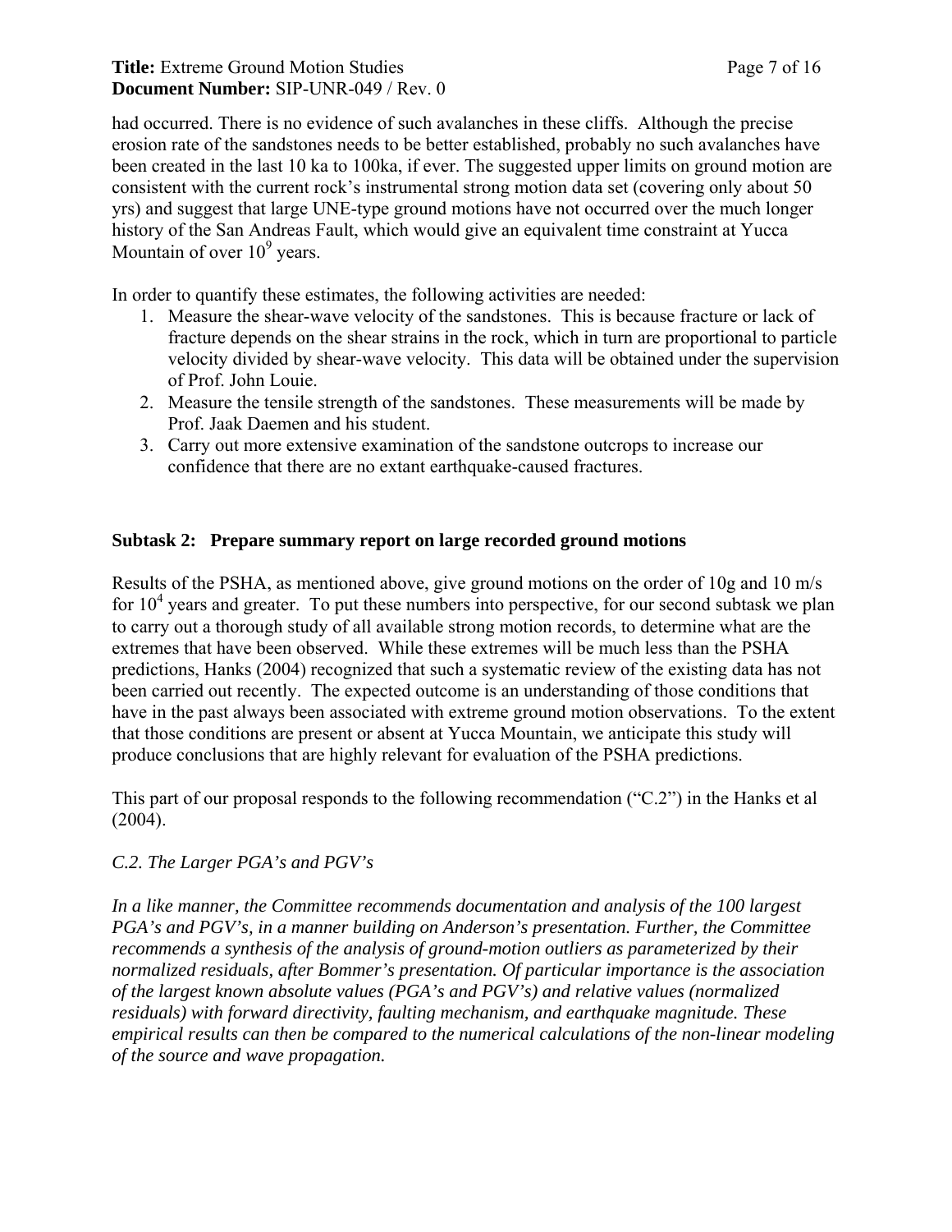had occurred. There is no evidence of such avalanches in these cliffs. Although the precise erosion rate of the sandstones needs to be better established, probably no such avalanches have been created in the last 10 ka to 100ka, if ever. The suggested upper limits on ground motion are consistent with the current rock's instrumental strong motion data set (covering only about 50 yrs) and suggest that large UNE-type ground motions have not occurred over the much longer history of the San Andreas Fault, which would give an equivalent time constraint at Yucca Mountain of over $10^9$ years.

In order to quantify these estimates, the following activities are needed:

1. Measure the shear-wave velocity of the sandstones. This is because fracture or lack of fracture depends on the shear strains in the rock, which in turn are proportional to particle velocity divided by shear-wave velocity. This data will be obtained under the supervision of Prof. John Louie.
2. Measure the tensile strength of the sandstones. These measurements will be made by Prof. Jaak Daemen and his student.
3. Carry out more extensive examination of the sandstone outcrops to increase our confidence that there are no extant earthquake-caused fractures.

### Subtask 2: Prepare summary report on large recorded ground motions

Results of the PSHA, as mentioned above, give ground motions on the order of 10g and 10 m/s for $10^4$ years and greater. To put these numbers into perspective, for our second subtask we plan to carry out a thorough study of all available strong motion records, to determine what are the extremes that have been observed. While these extremes will be much less than the PSHA predictions, Hanks (2004) recognized that such a systematic review of the existing data has not been carried out recently. The expected outcome is an understanding of those conditions that have in the past always been associated with extreme ground motion observations. To the extent that those conditions are present or absent at Yucca Mountain, we anticipate this study will produce conclusions that are highly relevant for evaluation of the PSHA predictions.

This part of our proposal responds to the following recommendation ("C.2") in the Hanks et al (2004).

*C.2. The Larger PGA's and PGV's*

*In a like manner, the Committee recommends documentation and analysis of the 100 largest PGA's and PGV's, in a manner building on Anderson's presentation. Further, the Committee recommends a synthesis of the analysis of ground-motion outliers as parameterized by their normalized residuals, after Bommer's presentation. Of particular importance is the association of the largest known absolute values (PGA's and PGV's) and relative values (normalized residuals) with forward directivity, faulting mechanism, and earthquake magnitude. These empirical results can then be compared to the numerical calculations of the non-linear modeling of the source and wave propagation.*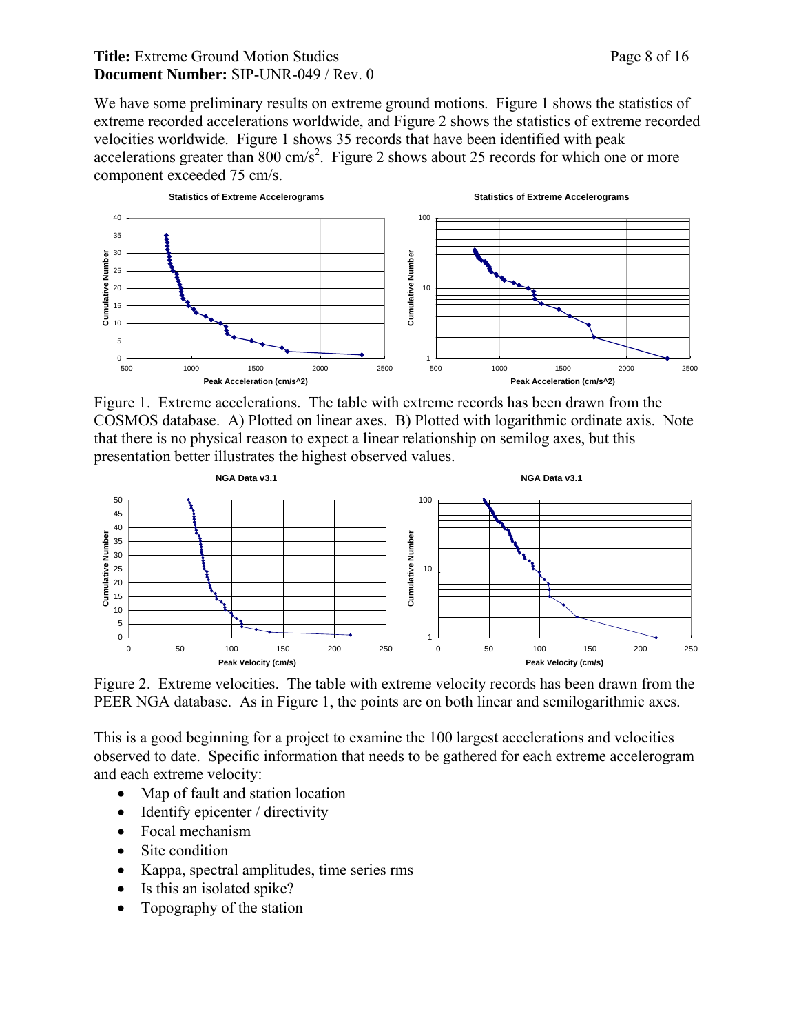We have some preliminary results on extreme ground motions. Figure 1 shows the statistics of extreme recorded accelerations worldwide, and Figure 2 shows the statistics of extreme recorded velocities worldwide. Figure 1 shows 35 records that have been identified with peak accelerations greater than 800 $cm/s^2$. Figure 2 shows about 25 records for which one or more component exceeded 75 cm/s.

Figure 1. Extreme accelerations. The table with extreme records has been drawn from the COSMOS database. A) Plotted on linear axes. B) Plotted with logarithmic ordinate axis. Note that there is no physical reason to expect a linear relationship on semilog axes, but this presentation better illustrates the highest observed values.

Figure 2. Extreme velocities. The table with extreme velocity records has been drawn from the PEER NGA database. As in Figure 1, the points are on both linear and semilogarithmic axes.

This is a good beginning for a project to examine the 100 largest accelerations and velocities observed to date. Specific information that needs to be gathered for each extreme accelerogram and each extreme velocity:

- Map of fault and station location
- Identify epicenter / directivity
- Focal mechanism
- Site condition
- Kappa, spectral amplitudes, time series rms
- Is this an isolated spike?
- Topography of the station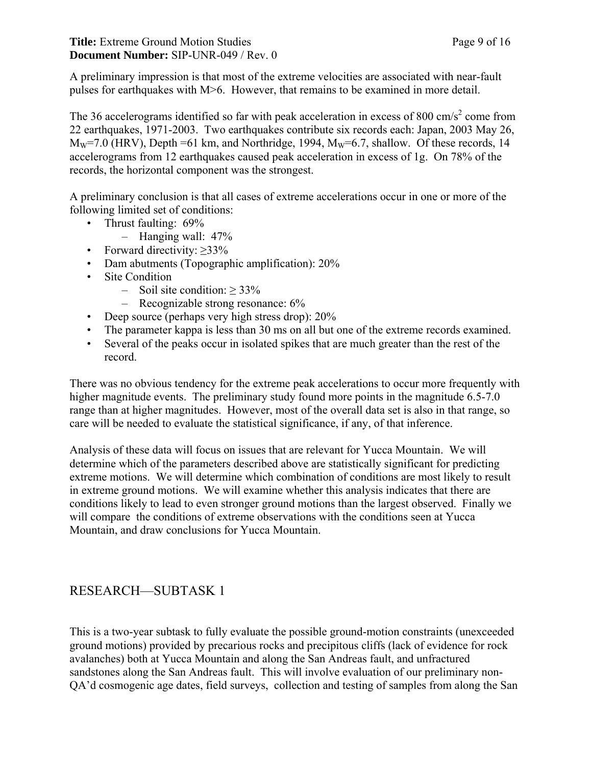A preliminary impression is that most of the extreme velocities are associated with near-fault pulses for earthquakes with M>6. However, that remains to be examined in more detail.

The 36 accelerograms identified so far with peak acceleration in excess of 800 $cm/s^2$ come from 22 earthquakes, 1971-2003. Two earthquakes contribute six records each: Japan, 2003 May 26, $M_W$=7.0 (HRV), Depth =61 km, and Northridge, 1994, $M_W$=6.7, shallow. Of these records, 14 accelerograms from 12 earthquakes caused peak acceleration in excess of 1g. On 78% of the records, the horizontal component was the strongest.

A preliminary conclusion is that all cases of extreme accelerations occur in one or more of the following limited set of conditions:

- Thrust faulting: 69%
  - Hanging wall: 47%
- Forward directivity: ≥33%
- Dam abutments (Topographic amplification): 20%
- Site Condition
  - Soil site condition: ≥ 33%
  - Recognizable strong resonance: 6%
- Deep source (perhaps very high stress drop): 20%
- The parameter kappa is less than 30 ms on all but one of the extreme records examined.
- Several of the peaks occur in isolated spikes that are much greater than the rest of the record.

There was no obvious tendency for the extreme peak accelerations to occur more frequently with higher magnitude events. The preliminary study found more points in the magnitude 6.5-7.0 range than at higher magnitudes. However, most of the overall data set is also in that range, so care will be needed to evaluate the statistical significance, if any, of that inference.

Analysis of these data will focus on issues that are relevant for Yucca Mountain. We will determine which of the parameters described above are statistically significant for predicting extreme motions. We will determine which combination of conditions are most likely to result in extreme ground motions. We will examine whether this analysis indicates that there are conditions likely to lead to even stronger ground motions than the largest observed. Finally we will compare the conditions of extreme observations with the conditions seen at Yucca Mountain, and draw conclusions for Yucca Mountain.

## RESEARCH—SUBTASK 1

This is a two-year subtask to fully evaluate the possible ground-motion constraints (unexceeded ground motions) provided by precarious rocks and precipitous cliffs (lack of evidence for rock avalanches) both at Yucca Mountain and along the San Andreas fault, and unfractured sandstones along the San Andreas fault. This will involve evaluation of our preliminary non-QA'd cosmogenic age dates, field surveys, collection and testing of samples from along the San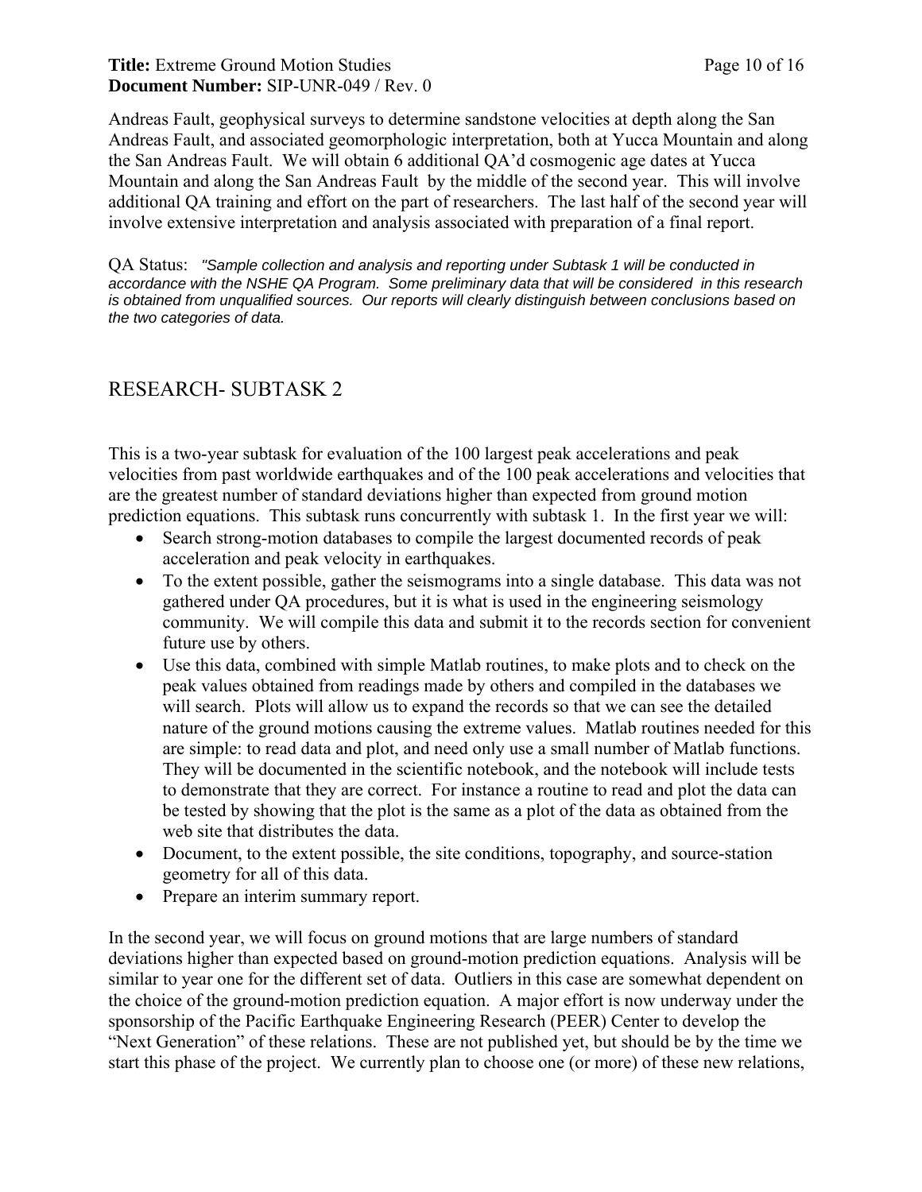Andreas Fault, geophysical surveys to determine sandstone velocities at depth along the San Andreas Fault, and associated geomorphologic interpretation, both at Yucca Mountain and along the San Andreas Fault. We will obtain 6 additional QA'd cosmogenic age dates at Yucca Mountain and along the San Andreas Fault by the middle of the second year. This will involve additional QA training and effort on the part of researchers. The last half of the second year will involve extensive interpretation and analysis associated with preparation of a final report.

QA Status: *"Sample collection and analysis and reporting under Subtask 1 will be conducted in accordance with the NSHE QA Program. Some preliminary data that will be considered in this research is obtained from unqualified sources. Our reports will clearly distinguish between conclusions based on the two categories of data.*

## RESEARCH- SUBTASK 2

This is a two-year subtask for evaluation of the 100 largest peak accelerations and peak velocities from past worldwide earthquakes and of the 100 peak accelerations and velocities that are the greatest number of standard deviations higher than expected from ground motion prediction equations. This subtask runs concurrently with subtask 1. In the first year we will:

- Search strong-motion databases to compile the largest documented records of peak acceleration and peak velocity in earthquakes.
- To the extent possible, gather the seismograms into a single database. This data was not gathered under QA procedures, but it is what is used in the engineering seismology community. We will compile this data and submit it to the records section for convenient future use by others.
- Use this data, combined with simple Matlab routines, to make plots and to check on the peak values obtained from readings made by others and compiled in the databases we will search. Plots will allow us to expand the records so that we can see the detailed nature of the ground motions causing the extreme values. Matlab routines needed for this are simple: to read data and plot, and need only use a small number of Matlab functions. They will be documented in the scientific notebook, and the notebook will include tests to demonstrate that they are correct. For instance a routine to read and plot the data can be tested by showing that the plot is the same as a plot of the data as obtained from the web site that distributes the data.
- Document, to the extent possible, the site conditions, topography, and source-station geometry for all of this data.
- Prepare an interim summary report.

In the second year, we will focus on ground motions that are large numbers of standard deviations higher than expected based on ground-motion prediction equations. Analysis will be similar to year one for the different set of data. Outliers in this case are somewhat dependent on the choice of the ground-motion prediction equation. A major effort is now underway under the sponsorship of the Pacific Earthquake Engineering Research (PEER) Center to develop the "Next Generation" of these relations. These are not published yet, but should be by the time we start this phase of the project. We currently plan to choose one (or more) of these new relations,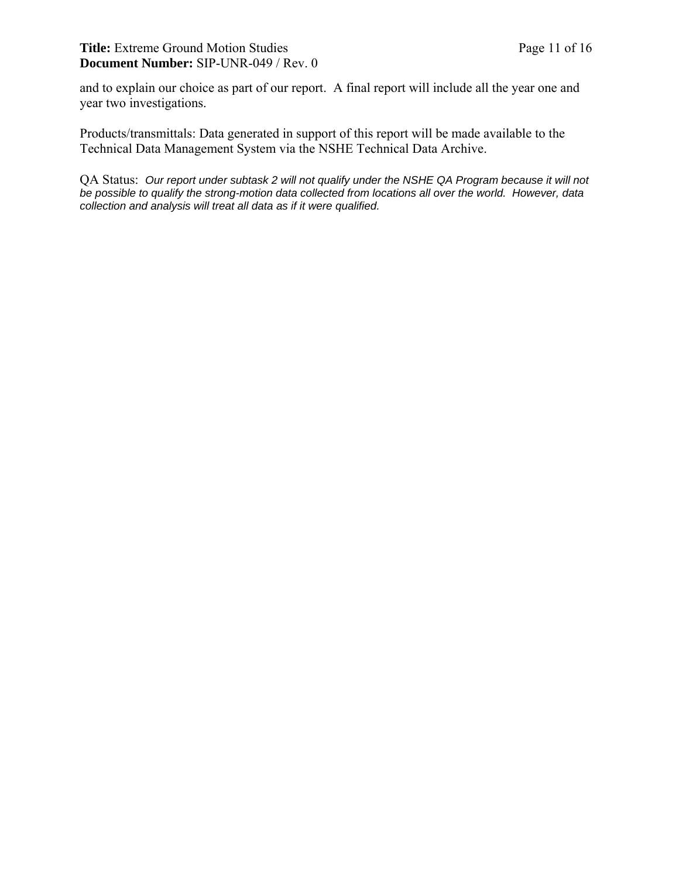and to explain our choice as part of our report. A final report will include all the year one and year two investigations.

Products/transmittals: Data generated in support of this report will be made available to the Technical Data Management System via the NSHE Technical Data Archive.

QA Status: *Our report under subtask 2 will not qualify under the NSHE QA Program because it will not be possible to qualify the strong-motion data collected from locations all over the world. However, data collection and analysis will treat all data as if it were qualified.*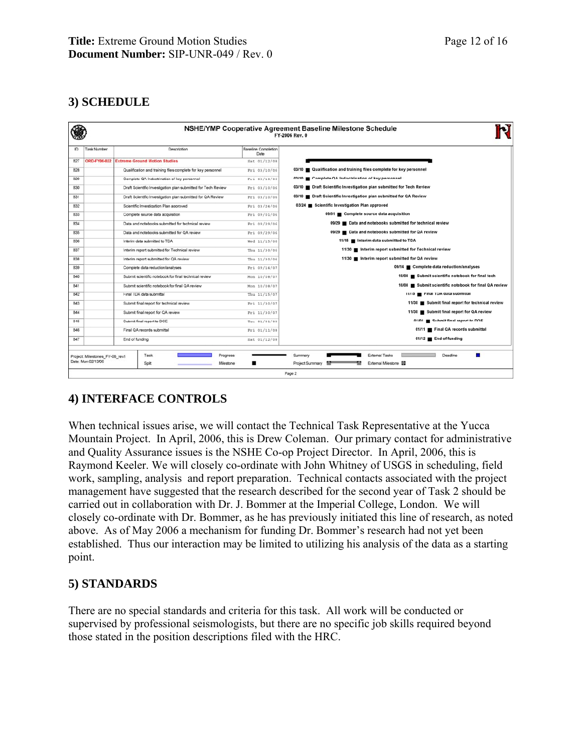## 3) SCHEDULE

**NSHE/YMP Cooperative Agreement Baseline Milestone Schedule**
FY-2006 Rev. 0

| ID | Task Number | Description | Baseline Completion Date |
|---|---|---|---|
| 827 | ORD-FY06-022 | Extreme Ground Motion Studies | Sat 01/12/08 |
| 828 | | Qualification and training files complete for key personnel | Fri 03/10/06 |
| 829 | | Complete QA Indoctrination of key personnel | Fri 03/10/06 |
| 830 | | Draft Scientific Investigation plan submitted for Tech Review | Fri 03/10/06 |
| 831 | | Draft Scientific Investigation plan submitted for QA Review | Fri 03/10/06 |
| 832 | | Scientific Investigation Plan approved | Fri 03/24/06 |
| 833 | | Complete source data acquisition | Fri 09/01/06 |
| 834 | | Data and notebooks submitted for technical review | Fri 09/29/06 |
| 835 | | Data and notebooks submitted for QA review | Fri 09/29/06 |
| 836 | | Interim data submitted to TDA | Wed 11/15/06 |
| 837 | | Interim report submitted for Technical review | Thu 11/30/06 |
| 838 | | Interim report submitted for QA review | Thu 11/30/06 |
| 839 | | Complete data reduction/analyses | Fri 09/14/07 |
| 840 | | Submit scientific notebook for final technical review | Mon 10/08/07 |
| 841 | | Submit scientific notebook for final QA review | Mon 10/08/07 |
| 842 | | Final TDA data submittal | Thu 11/15/07 |
| 843 | | Submit final report for technical review | Fri 11/30/07 |
| 844 | | Submit final report for QA review | Fri 11/30/07 |
| 845 | | Submit final report to DOE | Tue 01/01/08 |
| 846 | | Final QA records submittal | Fri 01/11/08 |
| 847 | | End of funding | Sat 01/12/08 |

Project: Milestones_FY-06_rev1
Date: Mon 02/13/06

Legend: Task, Split, Progress, Milestone, Summary, Project Summary, External Tasks, External Milestone, Deadline

## 4) INTERFACE CONTROLS

When technical issues arise, we will contact the Technical Task Representative at the Yucca Mountain Project. In April, 2006, this is Drew Coleman. Our primary contact for administrative and Quality Assurance issues is the NSHE Co-op Project Director. In April, 2006, this is Raymond Keeler. We will closely co-ordinate with John Whitney of USGS in scheduling, field work, sampling, analysis and report preparation. Technical contacts associated with the project management have suggested that the research described for the second year of Task 2 should be carried out in collaboration with Dr. J. Bommer at the Imperial College, London. We will closely co-ordinate with Dr. Bommer, as he has previously initiated this line of research, as noted above. As of May 2006 a mechanism for funding Dr. Bommer's research had not yet been established. Thus our interaction may be limited to utilizing his analysis of the data as a starting point.

## 5) STANDARDS

There are no special standards and criteria for this task. All work will be conducted or supervised by professional seismologists, but there are no specific job skills required beyond those stated in the position descriptions filed with the HRC.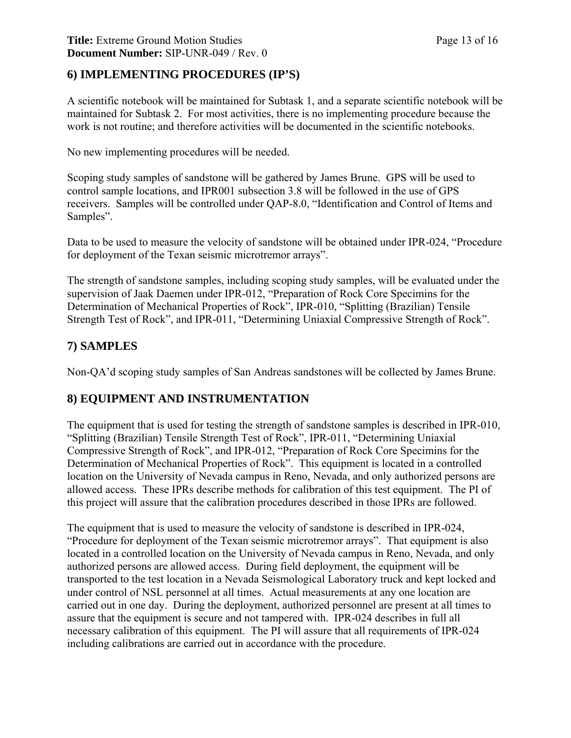## 6) IMPLEMENTING PROCEDURES (IP'S)

A scientific notebook will be maintained for Subtask 1, and a separate scientific notebook will be maintained for Subtask 2. For most activities, there is no implementing procedure because the work is not routine; and therefore activities will be documented in the scientific notebooks.

No new implementing procedures will be needed.

Scoping study samples of sandstone will be gathered by James Brune. GPS will be used to control sample locations, and IPR001 subsection 3.8 will be followed in the use of GPS receivers. Samples will be controlled under QAP-8.0, "Identification and Control of Items and Samples".

Data to be used to measure the velocity of sandstone will be obtained under IPR-024, "Procedure for deployment of the Texan seismic microtremor arrays".

The strength of sandstone samples, including scoping study samples, will be evaluated under the supervision of Jaak Daemen under IPR-012, "Preparation of Rock Core Specimins for the Determination of Mechanical Properties of Rock", IPR-010, "Splitting (Brazilian) Tensile Strength Test of Rock", and IPR-011, "Determining Uniaxial Compressive Strength of Rock".

## 7) SAMPLES

Non-QA'd scoping study samples of San Andreas sandstones will be collected by James Brune.

## 8) EQUIPMENT AND INSTRUMENTATION

The equipment that is used for testing the strength of sandstone samples is described in IPR-010, "Splitting (Brazilian) Tensile Strength Test of Rock", IPR-011, "Determining Uniaxial Compressive Strength of Rock", and IPR-012, "Preparation of Rock Core Specimins for the Determination of Mechanical Properties of Rock". This equipment is located in a controlled location on the University of Nevada campus in Reno, Nevada, and only authorized persons are allowed access. These IPRs describe methods for calibration of this test equipment. The PI of this project will assure that the calibration procedures described in those IPRs are followed.

The equipment that is used to measure the velocity of sandstone is described in IPR-024, "Procedure for deployment of the Texan seismic microtremor arrays". That equipment is also located in a controlled location on the University of Nevada campus in Reno, Nevada, and only authorized persons are allowed access. During field deployment, the equipment will be transported to the test location in a Nevada Seismological Laboratory truck and kept locked and under control of NSL personnel at all times. Actual measurements at any one location are carried out in one day. During the deployment, authorized personnel are present at all times to assure that the equipment is secure and not tampered with. IPR-024 describes in full all necessary calibration of this equipment. The PI will assure that all requirements of IPR-024 including calibrations are carried out in accordance with the procedure.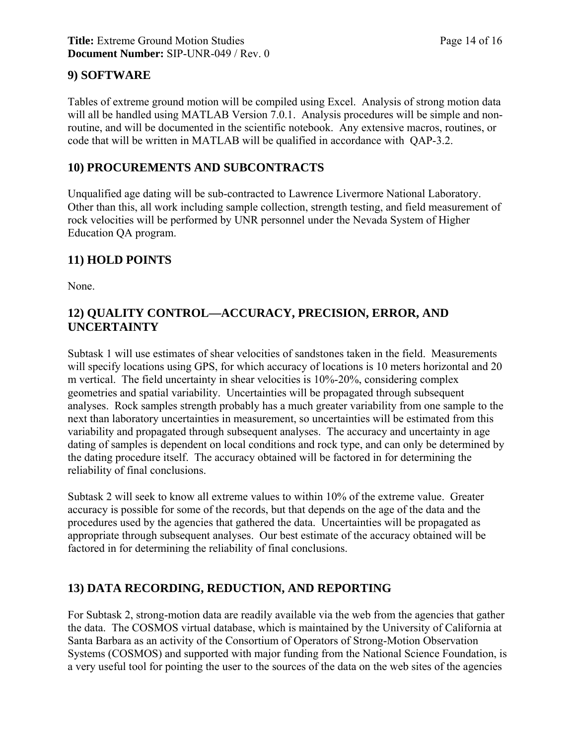## 9) SOFTWARE

Tables of extreme ground motion will be compiled using Excel. Analysis of strong motion data will all be handled using MATLAB Version 7.0.1. Analysis procedures will be simple and non-routine, and will be documented in the scientific notebook. Any extensive macros, routines, or code that will be written in MATLAB will be qualified in accordance with QAP-3.2.

## 10) PROCUREMENTS AND SUBCONTRACTS

Unqualified age dating will be sub-contracted to Lawrence Livermore National Laboratory. Other than this, all work including sample collection, strength testing, and field measurement of rock velocities will be performed by UNR personnel under the Nevada System of Higher Education QA program.

## 11) HOLD POINTS

None.

## 12) QUALITY CONTROL—ACCURACY, PRECISION, ERROR, AND UNCERTAINTY

Subtask 1 will use estimates of shear velocities of sandstones taken in the field. Measurements will specify locations using GPS, for which accuracy of locations is 10 meters horizontal and 20 m vertical. The field uncertainty in shear velocities is 10%-20%, considering complex geometries and spatial variability. Uncertainties will be propagated through subsequent analyses. Rock samples strength probably has a much greater variability from one sample to the next than laboratory uncertainties in measurement, so uncertainties will be estimated from this variability and propagated through subsequent analyses. The accuracy and uncertainty in age dating of samples is dependent on local conditions and rock type, and can only be determined by the dating procedure itself. The accuracy obtained will be factored in for determining the reliability of final conclusions.

Subtask 2 will seek to know all extreme values to within 10% of the extreme value. Greater accuracy is possible for some of the records, but that depends on the age of the data and the procedures used by the agencies that gathered the data. Uncertainties will be propagated as appropriate through subsequent analyses. Our best estimate of the accuracy obtained will be factored in for determining the reliability of final conclusions.

## 13) DATA RECORDING, REDUCTION, AND REPORTING

For Subtask 2, strong-motion data are readily available via the web from the agencies that gather the data. The COSMOS virtual database, which is maintained by the University of California at Santa Barbara as an activity of the Consortium of Operators of Strong-Motion Observation Systems (COSMOS) and supported with major funding from the National Science Foundation, is a very useful tool for pointing the user to the sources of the data on the web sites of the agencies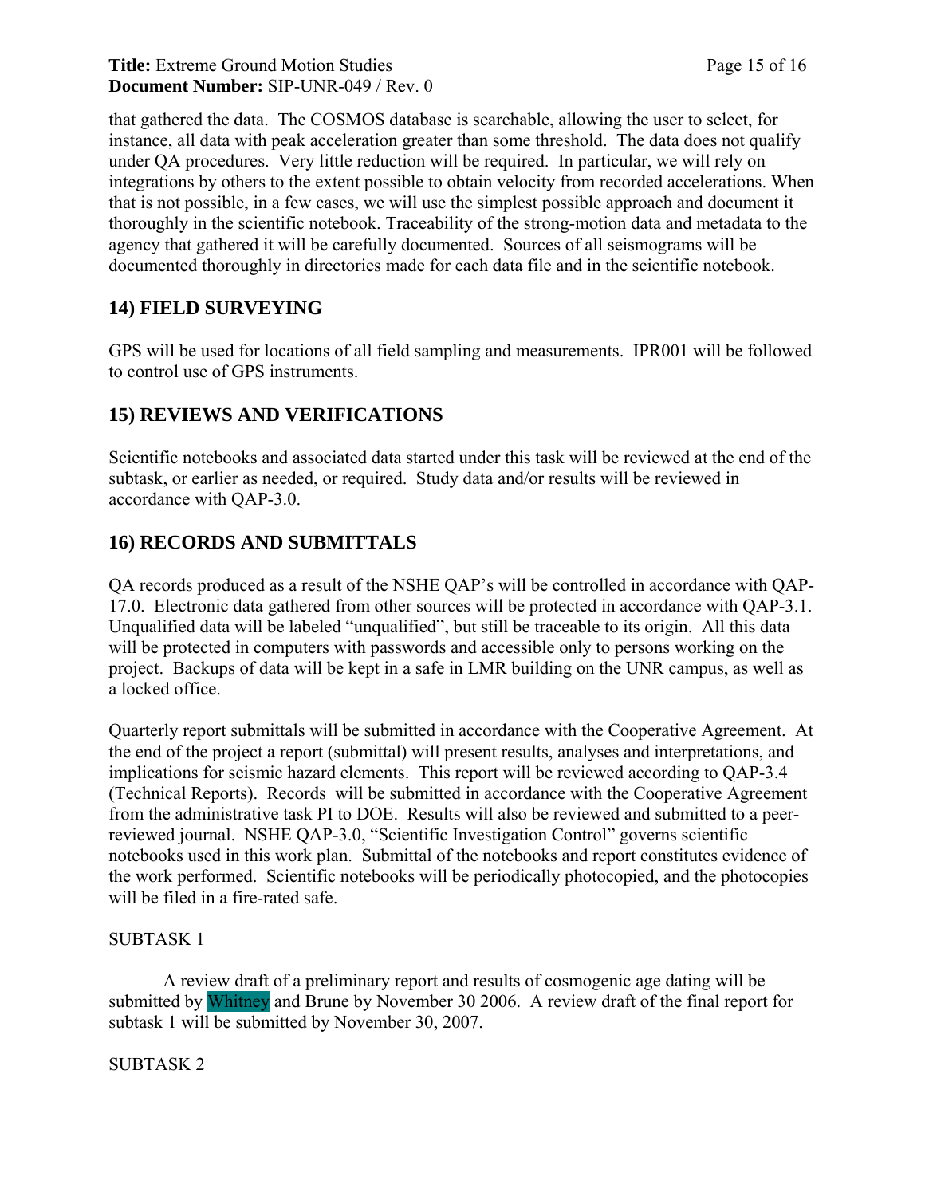that gathered the data. The COSMOS database is searchable, allowing the user to select, for instance, all data with peak acceleration greater than some threshold. The data does not qualify under QA procedures. Very little reduction will be required. In particular, we will rely on integrations by others to the extent possible to obtain velocity from recorded accelerations. When that is not possible, in a few cases, we will use the simplest possible approach and document it thoroughly in the scientific notebook. Traceability of the strong-motion data and metadata to the agency that gathered it will be carefully documented. Sources of all seismograms will be documented thoroughly in directories made for each data file and in the scientific notebook.

## 14) FIELD SURVEYING

GPS will be used for locations of all field sampling and measurements. IPR001 will be followed to control use of GPS instruments.

## 15) REVIEWS AND VERIFICATIONS

Scientific notebooks and associated data started under this task will be reviewed at the end of the subtask, or earlier as needed, or required. Study data and/or results will be reviewed in accordance with QAP-3.0.

## 16) RECORDS AND SUBMITTALS

QA records produced as a result of the NSHE QAP's will be controlled in accordance with QAP-17.0. Electronic data gathered from other sources will be protected in accordance with QAP-3.1. Unqualified data will be labeled "unqualified", but still be traceable to its origin. All this data will be protected in computers with passwords and accessible only to persons working on the project. Backups of data will be kept in a safe in LMR building on the UNR campus, as well as a locked office.

Quarterly report submittals will be submitted in accordance with the Cooperative Agreement. At the end of the project a report (submittal) will present results, analyses and interpretations, and implications for seismic hazard elements. This report will be reviewed according to QAP-3.4 (Technical Reports). Records will be submitted in accordance with the Cooperative Agreement from the administrative task PI to DOE. Results will also be reviewed and submitted to a peer-reviewed journal. NSHE QAP-3.0, "Scientific Investigation Control" governs scientific notebooks used in this work plan. Submittal of the notebooks and report constitutes evidence of the work performed. Scientific notebooks will be periodically photocopied, and the photocopies will be filed in a fire-rated safe.

SUBTASK 1

A review draft of a preliminary report and results of cosmogenic age dating will be submitted by Whitney and Brune by November 30 2006. A review draft of the final report for subtask 1 will be submitted by November 30, 2007.

SUBTASK 2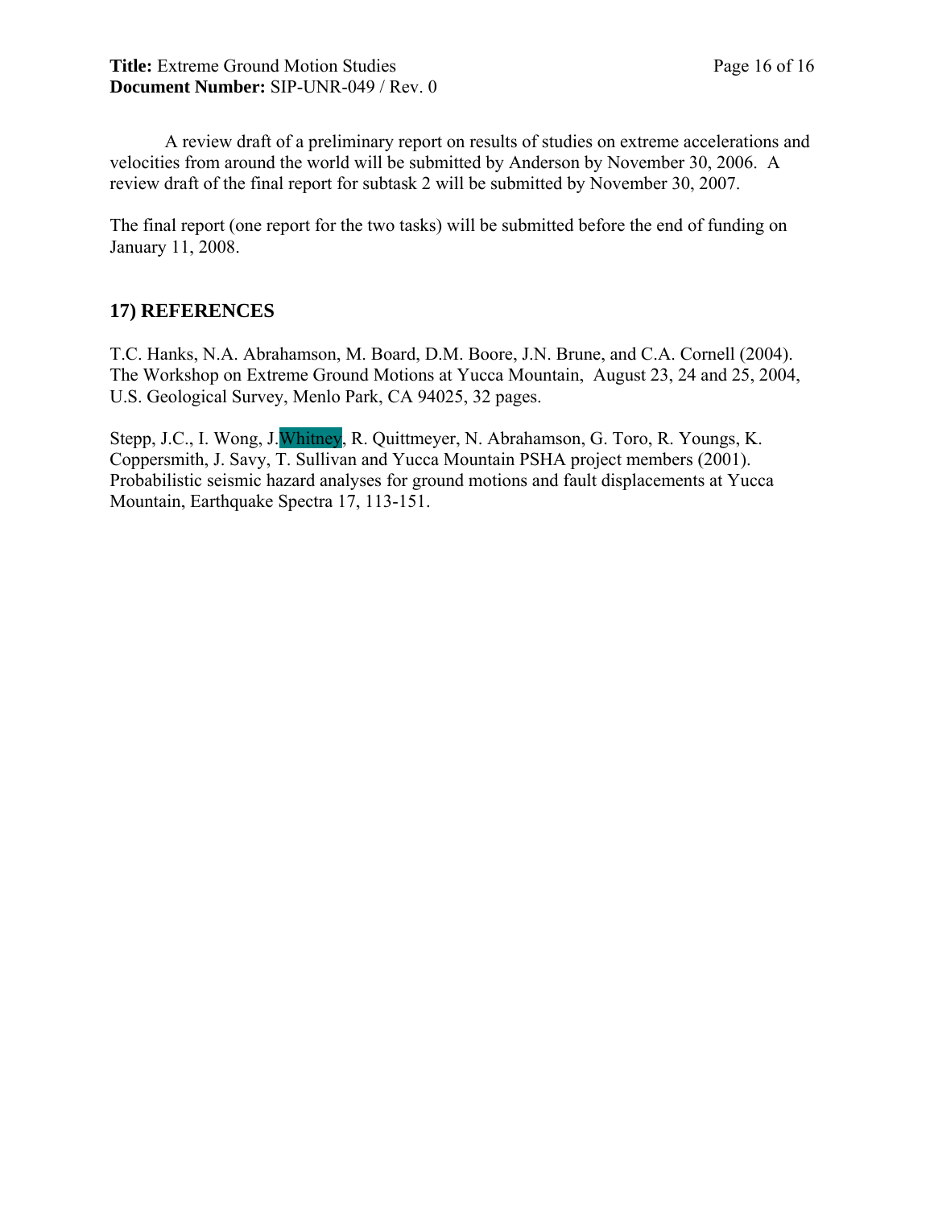A review draft of a preliminary report on results of studies on extreme accelerations and velocities from around the world will be submitted by Anderson by November 30, 2006. A review draft of the final report for subtask 2 will be submitted by November 30, 2007.

The final report (one report for the two tasks) will be submitted before the end of funding on January 11, 2008.

## 17) REFERENCES

T.C. Hanks, N.A. Abrahamson, M. Board, D.M. Boore, J.N. Brune, and C.A. Cornell (2004). The Workshop on Extreme Ground Motions at Yucca Mountain, August 23, 24 and 25, 2004, U.S. Geological Survey, Menlo Park, CA 94025, 32 pages.

Stepp, J.C., I. Wong, J.Whitney, R. Quittmeyer, N. Abrahamson, G. Toro, R. Youngs, K. Coppersmith, J. Savy, T. Sullivan and Yucca Mountain PSHA project members (2001). Probabilistic seismic hazard analyses for ground motions and fault displacements at Yucca Mountain, Earthquake Spectra 17, 113-151.